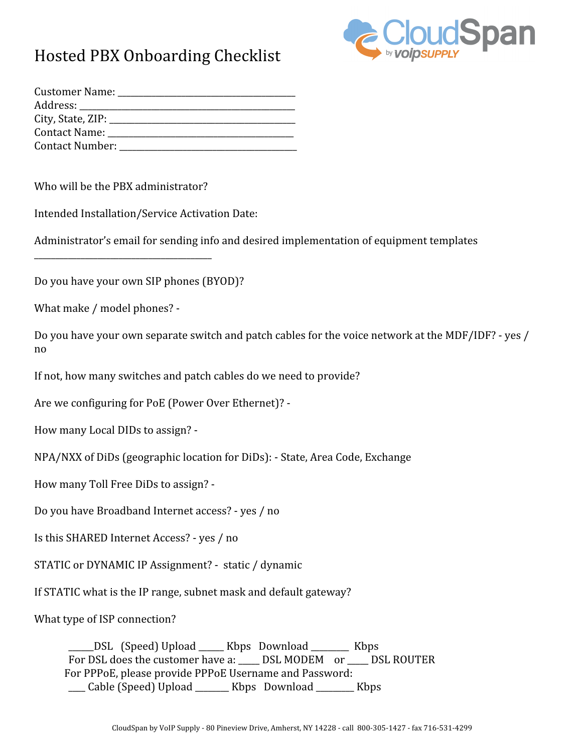# Hosted PBX Onboarding Checklist

Customer Name: ______________________________________
Address: ______________________________________________
City, State, ZIP: ______________________________________
Contact Name: ______________________________________
Contact Number: ______________________________________

Who will be the PBX administrator?

Intended Installation/Service Activation Date:

Administrator's email for sending info and desired implementation of equipment templates
______________________________________

Do you have your own SIP phones (BYOD)?

What make / model phones? -

Do you have your own separate switch and patch cables for the voice network at the MDF/IDF? - yes / no

If not, how many switches and patch cables do we need to provide?

Are we configuring for PoE (Power Over Ethernet)? -

How many Local DIDs to assign? -

NPA/NXX of DiDs (geographic location for DiDs): - State, Area Code, Exchange

How many Toll Free DiDs to assign? -

Do you have Broadband Internet access? - yes / no

Is this SHARED Internet Access? - yes / no

STATIC or DYNAMIC IP Assignment? - static / dynamic

If STATIC what is the IP range, subnet mask and default gateway?

What type of ISP connection?

______DSL (Speed) Upload ______ Kbps Download ________ Kbps
For DSL does the customer have a: _____ DSL MODEM or _____ DSL ROUTER
For PPPoE, please provide PPPoE Username and Password:
____ Cable (Speed) Upload ________ Kbps Download ________ Kbps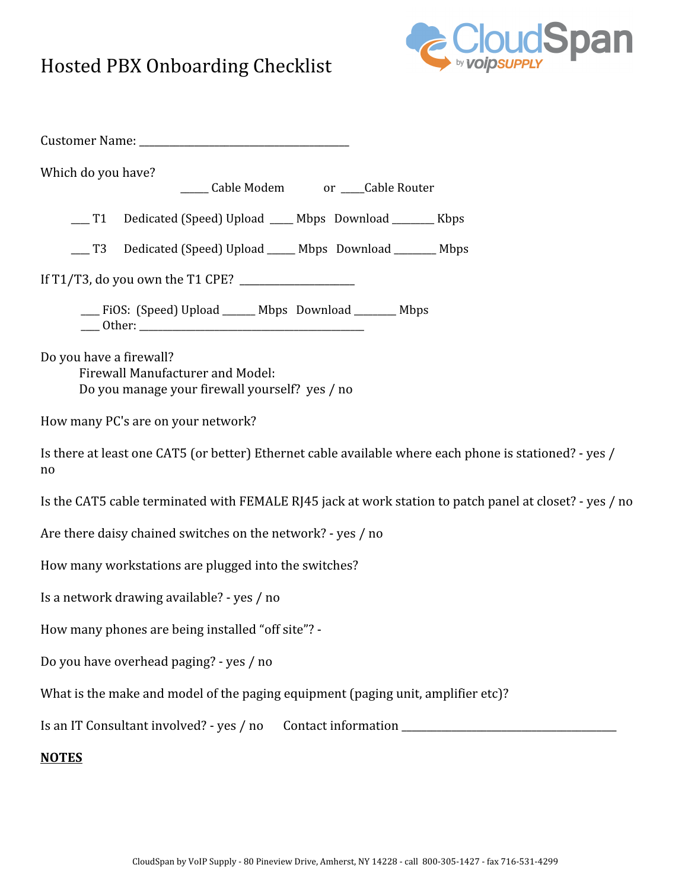# Hosted PBX Onboarding Checklist

CloudSpan by voipSUPPLY

Customer Name: _______________________________________

Which do you have?

_____ Cable Modem or ____Cable Router

___ T1 Dedicated (Speed) Upload ____ Mbps Download _______ Kbps

___ T3 Dedicated (Speed) Upload _____ Mbps Download _______ Mbps

If T1/T3, do you own the T1 CPE? ____________________

___ FiOS: (Speed) Upload ______ Mbps Download _______ Mbps
___ Other: ________________________________________

Do you have a firewall?

Firewall Manufacturer and Model:
Do you manage your firewall yourself? yes / no

How many PC's are on your network?

Is there at least one CAT5 (or better) Ethernet cable available where each phone is stationed? - yes / no

Is the CAT5 cable terminated with FEMALE RJ45 jack at work station to patch panel at closet? - yes / no

Are there daisy chained switches on the network? - yes / no

How many workstations are plugged into the switches?

Is a network drawing available? - yes / no

How many phones are being installed "off site"? -

Do you have overhead paging? - yes / no

What is the make and model of the paging equipment (paging unit, amplifier etc)?

Is an IT Consultant involved? - yes / no Contact information _______________________________________

**NOTES**

CloudSpan by VoIP Supply - 80 Pineview Drive, Amherst, NY 14228 - call 800-305-1427 - fax 716-531-4299